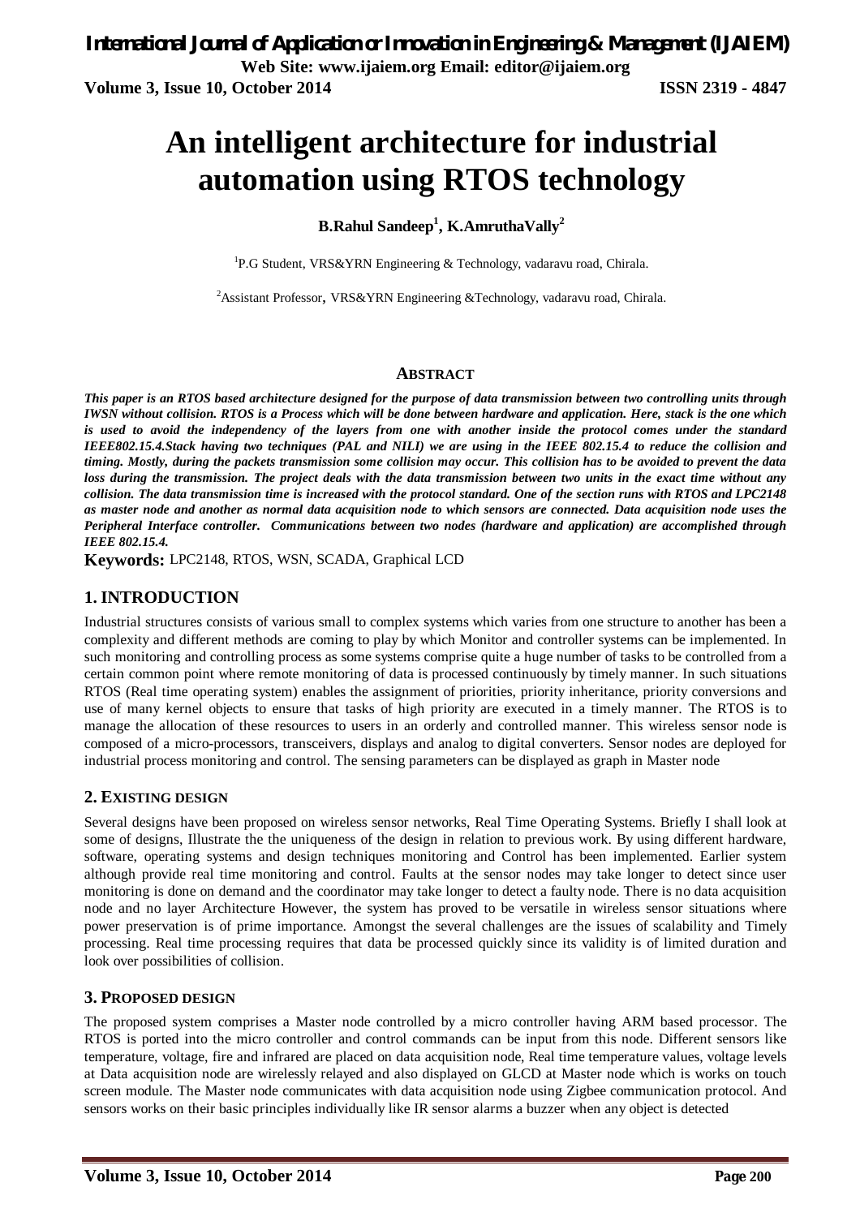# An intelligent architecture for industrial automation using RTOS technology

**B.Rahul Sandeep[1], K.AmruthaVally[2]**

[1]P.G Student, VRS&YRN Engineering & Technology, vadaravu road, Chirala.

[2]Assistant Professor, VRS&YRN Engineering &Technology, vadaravu road, Chirala.

## ABSTRACT

***This paper is an RTOS based architecture designed for the purpose of data transmission between two controlling units through IWSN without collision. RTOS is a Process which will be done between hardware and application. Here, stack is the one which is used to avoid the independency of the layers from one with another inside the protocol comes under the standard IEEE802.15.4.Stack having two techniques (PAL and NILI) we are using in the IEEE 802.15.4 to reduce the collision and timing. Mostly, during the packets transmission some collision may occur. This collision has to be avoided to prevent the data loss during the transmission. The project deals with the data transmission between two units in the exact time without any collision. The data transmission time is increased with the protocol standard. One of the section runs with RTOS and LPC2148 as master node and another as normal data acquisition node to which sensors are connected. Data acquisition node uses the Peripheral Interface controller. Communications between two nodes (hardware and application) are accomplished through IEEE 802.15.4.***

**Keywords:** LPC2148, RTOS, WSN, SCADA, Graphical LCD

## 1. INTRODUCTION

Industrial structures consists of various small to complex systems which varies from one structure to another has been a complexity and different methods are coming to play by which Monitor and controller systems can be implemented. In such monitoring and controlling process as some systems comprise quite a huge number of tasks to be controlled from a certain common point where remote monitoring of data is processed continuously by timely manner. In such situations RTOS (Real time operating system) enables the assignment of priorities, priority inheritance, priority conversions and use of many kernel objects to ensure that tasks of high priority are executed in a timely manner. The RTOS is to manage the allocation of these resources to users in an orderly and controlled manner. This wireless sensor node is composed of a micro-processors, transceivers, displays and analog to digital converters. Sensor nodes are deployed for industrial process monitoring and control. The sensing parameters can be displayed as graph in Master node

## 2. EXISTING DESIGN

Several designs have been proposed on wireless sensor networks, Real Time Operating Systems. Briefly I shall look at some of designs, Illustrate the the uniqueness of the design in relation to previous work. By using different hardware, software, operating systems and design techniques monitoring and Control has been implemented. Earlier system although provide real time monitoring and control. Faults at the sensor nodes may take longer to detect since user monitoring is done on demand and the coordinator may take longer to detect a faulty node. There is no data acquisition node and no layer Architecture However, the system has proved to be versatile in wireless sensor situations where power preservation is of prime importance. Amongst the several challenges are the issues of scalability and Timely processing. Real time processing requires that data be processed quickly since its validity is of limited duration and look over possibilities of collision.

## 3. PROPOSED DESIGN

The proposed system comprises a Master node controlled by a micro controller having ARM based processor. The RTOS is ported into the micro controller and control commands can be input from this node. Different sensors like temperature, voltage, fire and infrared are placed on data acquisition node, Real time temperature values, voltage levels at Data acquisition node are wirelessly relayed and also displayed on GLCD at Master node which is works on touch screen module. The Master node communicates with data acquisition node using Zigbee communication protocol. And sensors works on their basic principles individually like IR sensor alarms a buzzer when any object is detected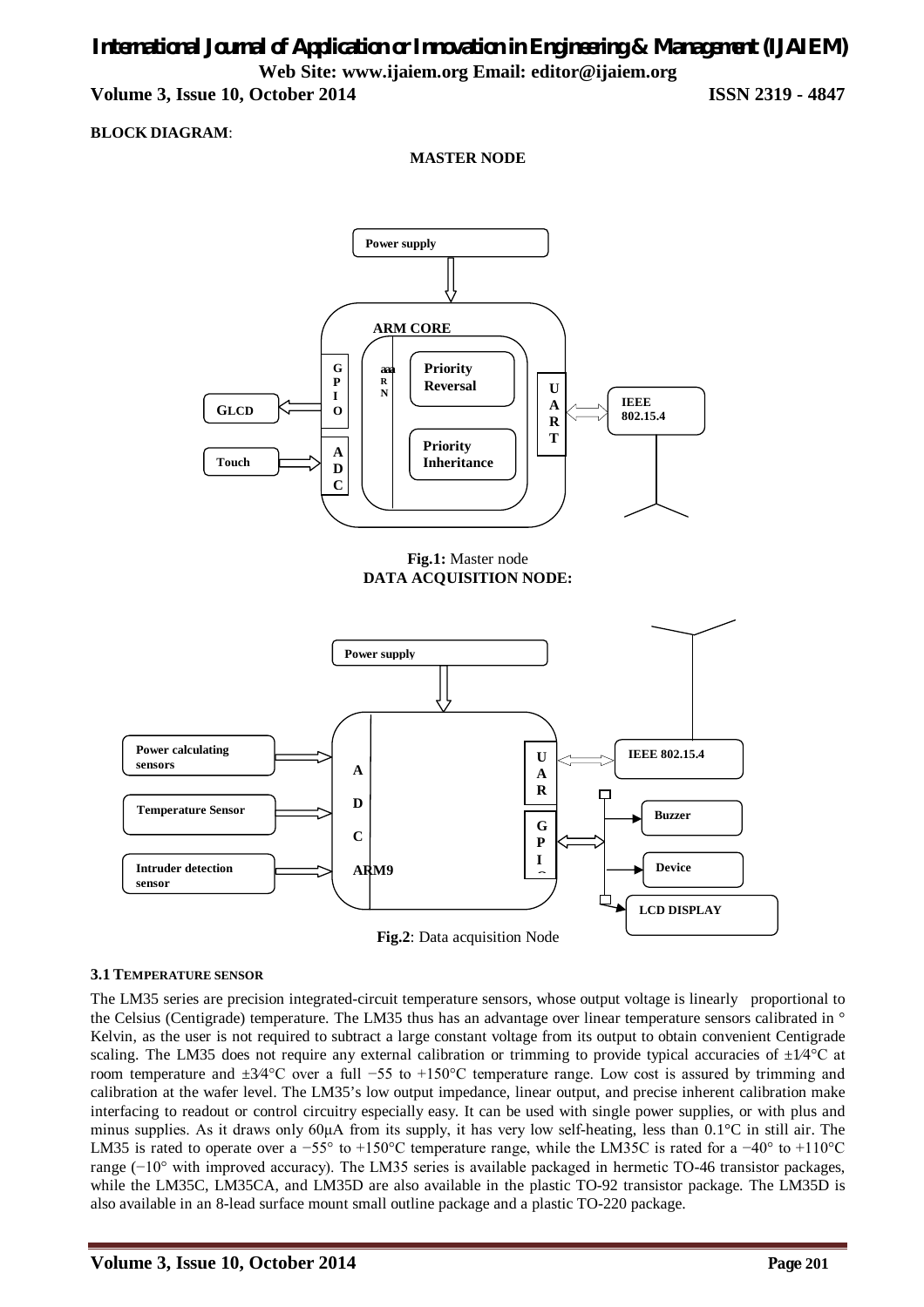**BLOCK DIAGRAM**:

**MASTER NODE**

**Fig.1:** Master node

**DATA ACQUISITION NODE:**

**Fig.2**: Data acquisition Node

### 3.1 TEMPERATURE SENSOR

The LM35 series are precision integrated-circuit temperature sensors, whose output voltage is linearly proportional to the Celsius (Centigrade) temperature. The LM35 thus has an advantage over linear temperature sensors calibrated in ° Kelvin, as the user is not required to subtract a large constant voltage from its output to obtain convenient Centigrade scaling. The LM35 does not require any external calibration or trimming to provide typical accuracies of ±1⁄4°C at room temperature and ±3⁄4°C over a full −55 to +150°C temperature range. Low cost is assured by trimming and calibration at the wafer level. The LM35's low output impedance, linear output, and precise inherent calibration make interfacing to readout or control circuitry especially easy. It can be used with single power supplies, or with plus and minus supplies. As it draws only 60μA from its supply, it has very low self-heating, less than 0.1°C in still air. The LM35 is rated to operate over a −55° to +150°C temperature range, while the LM35C is rated for a −40° to +110°C range (−10° with improved accuracy). The LM35 series is available packaged in hermetic TO-46 transistor packages, while the LM35C, LM35CA, and LM35D are also available in the plastic TO-92 transistor package. The LM35D is also available in an 8-lead surface mount small outline package and a plastic TO-220 package.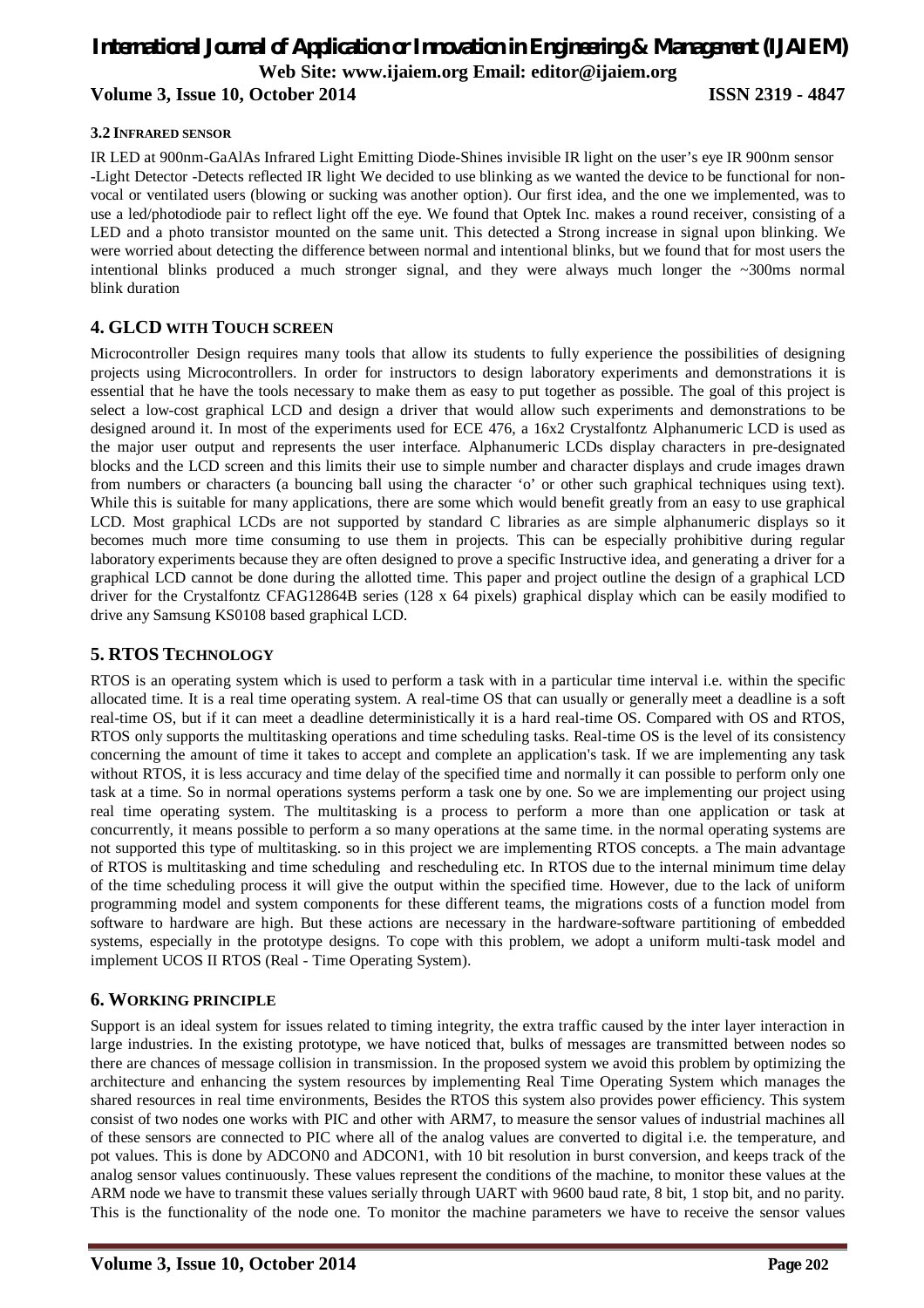### 3.2 Infrared sensor

IR LED at 900nm-GaAlAs Infrared Light Emitting Diode-Shines invisible IR light on the user's eye IR 900nm sensor -Light Detector -Detects reflected IR light We decided to use blinking as we wanted the device to be functional for non-vocal or ventilated users (blowing or sucking was another option). Our first idea, and the one we implemented, was to use a led/photodiode pair to reflect light off the eye. We found that Optek Inc. makes a round receiver, consisting of a LED and a photo transistor mounted on the same unit. This detected a Strong increase in signal upon blinking. We were worried about detecting the difference between normal and intentional blinks, but we found that for most users the intentional blinks produced a much stronger signal, and they were always much longer the ~300ms normal blink duration

## 4. GLCD with Touch screen

Microcontroller Design requires many tools that allow its students to fully experience the possibilities of designing projects using Microcontrollers. In order for instructors to design laboratory experiments and demonstrations it is essential that he have the tools necessary to make them as easy to put together as possible. The goal of this project is select a low-cost graphical LCD and design a driver that would allow such experiments and demonstrations to be designed around it. In most of the experiments used for ECE 476, a 16x2 Crystalfontz Alphanumeric LCD is used as the major user output and represents the user interface. Alphanumeric LCDs display characters in pre-designated blocks and the LCD screen and this limits their use to simple number and character displays and crude images drawn from numbers or characters (a bouncing ball using the character 'o' or other such graphical techniques using text). While this is suitable for many applications, there are some which would benefit greatly from an easy to use graphical LCD. Most graphical LCDs are not supported by standard C libraries as are simple alphanumeric displays so it becomes much more time consuming to use them in projects. This can be especially prohibitive during regular laboratory experiments because they are often designed to prove a specific Instructive idea, and generating a driver for a graphical LCD cannot be done during the allotted time. This paper and project outline the design of a graphical LCD driver for the Crystalfontz CFAG12864B series (128 x 64 pixels) graphical display which can be easily modified to drive any Samsung KS0108 based graphical LCD.

## 5. RTOS Technology

RTOS is an operating system which is used to perform a task with in a particular time interval i.e. within the specific allocated time. It is a real time operating system. A real-time OS that can usually or generally meet a deadline is a soft real-time OS, but if it can meet a deadline deterministically it is a hard real-time OS. Compared with OS and RTOS, RTOS only supports the multitasking operations and time scheduling tasks. Real-time OS is the level of its consistency concerning the amount of time it takes to accept and complete an application's task. If we are implementing any task without RTOS, it is less accuracy and time delay of the specified time and normally it can possible to perform only one task at a time. So in normal operations systems perform a task one by one. So we are implementing our project using real time operating system. The multitasking is a process to perform a more than one application or task at concurrently, it means possible to perform a so many operations at the same time. in the normal operating systems are not supported this type of multitasking. so in this project we are implementing RTOS concepts. a The main advantage of RTOS is multitasking and time scheduling and rescheduling etc. In RTOS due to the internal minimum time delay of the time scheduling process it will give the output within the specified time. However, due to the lack of uniform programming model and system components for these different teams, the migrations costs of a function model from software to hardware are high. But these actions are necessary in the hardware-software partitioning of embedded systems, especially in the prototype designs. To cope with this problem, we adopt a uniform multi-task model and implement UCOS II RTOS (Real - Time Operating System).

## 6. Working principle

Support is an ideal system for issues related to timing integrity, the extra traffic caused by the inter layer interaction in large industries. In the existing prototype, we have noticed that, bulks of messages are transmitted between nodes so there are chances of message collision in transmission. In the proposed system we avoid this problem by optimizing the architecture and enhancing the system resources by implementing Real Time Operating System which manages the shared resources in real time environments, Besides the RTOS this system also provides power efficiency. This system consist of two nodes one works with PIC and other with ARM7, to measure the sensor values of industrial machines all of these sensors are connected to PIC where all of the analog values are converted to digital i.e. the temperature, and pot values. This is done by ADCON0 and ADCON1, with 10 bit resolution in burst conversion, and keeps track of the analog sensor values continuously. These values represent the conditions of the machine, to monitor these values at the ARM node we have to transmit these values serially through UART with 9600 baud rate, 8 bit, 1 stop bit, and no parity. This is the functionality of the node one. To monitor the machine parameters we have to receive the sensor values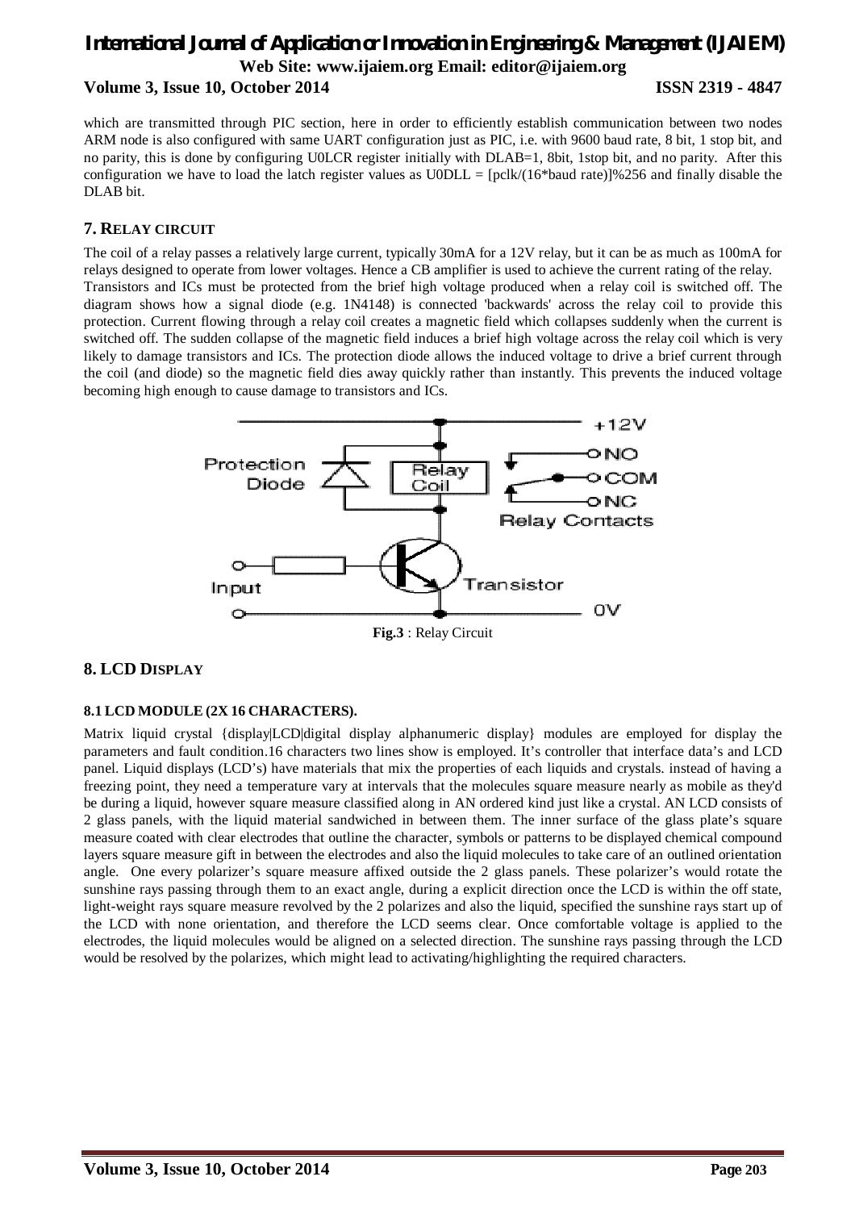which are transmitted through PIC section, here in order to efficiently establish communication between two nodes ARM node is also configured with same UART configuration just as PIC, i.e. with 9600 baud rate, 8 bit, 1 stop bit, and no parity, this is done by configuring U0LCR register initially with DLAB=1, 8bit, 1stop bit, and no parity. After this configuration we have to load the latch register values as U0DLL = [pclk/(16*baud rate)]%256 and finally disable the DLAB bit.

## 7. RELAY CIRCUIT

The coil of a relay passes a relatively large current, typically 30mA for a 12V relay, but it can be as much as 100mA for relays designed to operate from lower voltages. Hence a CB amplifier is used to achieve the current rating of the relay.

Transistors and ICs must be protected from the brief high voltage produced when a relay coil is switched off. The diagram shows how a signal diode (e.g. 1N4148) is connected 'backwards' across the relay coil to provide this protection. Current flowing through a relay coil creates a magnetic field which collapses suddenly when the current is switched off. The sudden collapse of the magnetic field induces a brief high voltage across the relay coil which is very likely to damage transistors and ICs. The protection diode allows the induced voltage to drive a brief current through the coil (and diode) so the magnetic field dies away quickly rather than instantly. This prevents the induced voltage becoming high enough to cause damage to transistors and ICs.

**Fig.3** : Relay Circuit

## 8. LCD DISPLAY

### 8.1 LCD MODULE (2X 16 CHARACTERS).

Matrix liquid crystal {display|LCD|digital display alphanumeric display} modules are employed for display the parameters and fault condition.16 characters two lines show is employed. It's controller that interface data's and LCD panel. Liquid displays (LCD's) have materials that mix the properties of each liquids and crystals. instead of having a freezing point, they need a temperature vary at intervals that the molecules square measure nearly as mobile as they'd be during a liquid, however square measure classified along in AN ordered kind just like a crystal. AN LCD consists of 2 glass panels, with the liquid material sandwiched in between them. The inner surface of the glass plate's square measure coated with clear electrodes that outline the character, symbols or patterns to be displayed chemical compound layers square measure gift in between the electrodes and also the liquid molecules to take care of an outlined orientation angle. One every polarizer's square measure affixed outside the 2 glass panels. These polarizer's would rotate the sunshine rays passing through them to an exact angle, during a explicit direction once the LCD is within the off state, light-weight rays square measure revolved by the 2 polarizes and also the liquid, specified the sunshine rays start up of the LCD with none orientation, and therefore the LCD seems clear. Once comfortable voltage is applied to the electrodes, the liquid molecules would be aligned on a selected direction. The sunshine rays passing through the LCD would be resolved by the polarizes, which might lead to activating/highlighting the required characters.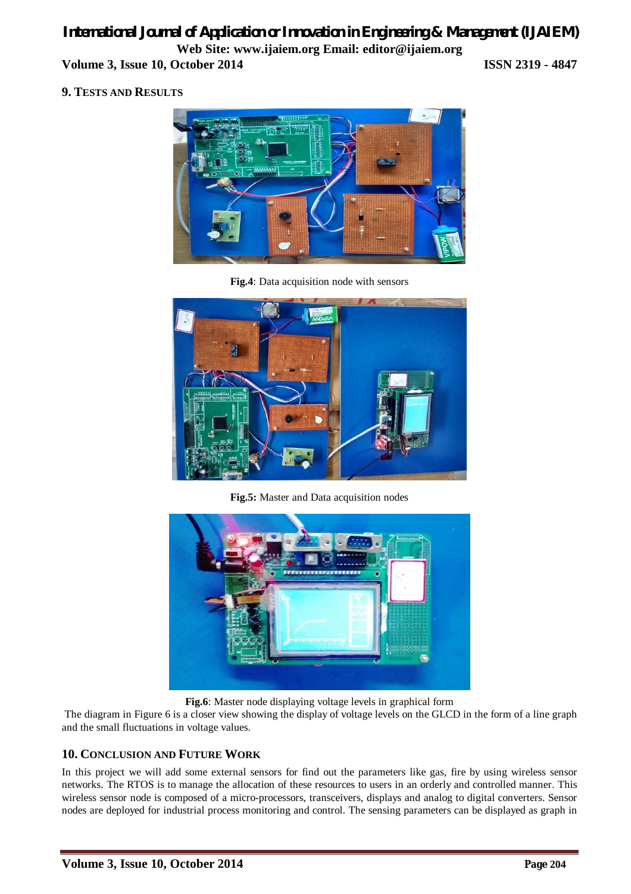## 9. TESTS AND RESULTS

**Fig.4**: Data acquisition node with sensors

**Fig.5:** Master and Data acquisition nodes

**Fig.6**: Master node displaying voltage levels in graphical form

The diagram in Figure 6 is a closer view showing the display of voltage levels on the GLCD in the form of a line graph and the small fluctuations in voltage values.

## 10. CONCLUSION AND FUTURE WORK

In this project we will add some external sensors for find out the parameters like gas, fire by using wireless sensor networks. The RTOS is to manage the allocation of these resources to users in an orderly and controlled manner. This wireless sensor node is composed of a micro-processors, transceivers, displays and analog to digital converters. Sensor nodes are deployed for industrial process monitoring and control. The sensing parameters can be displayed as graph in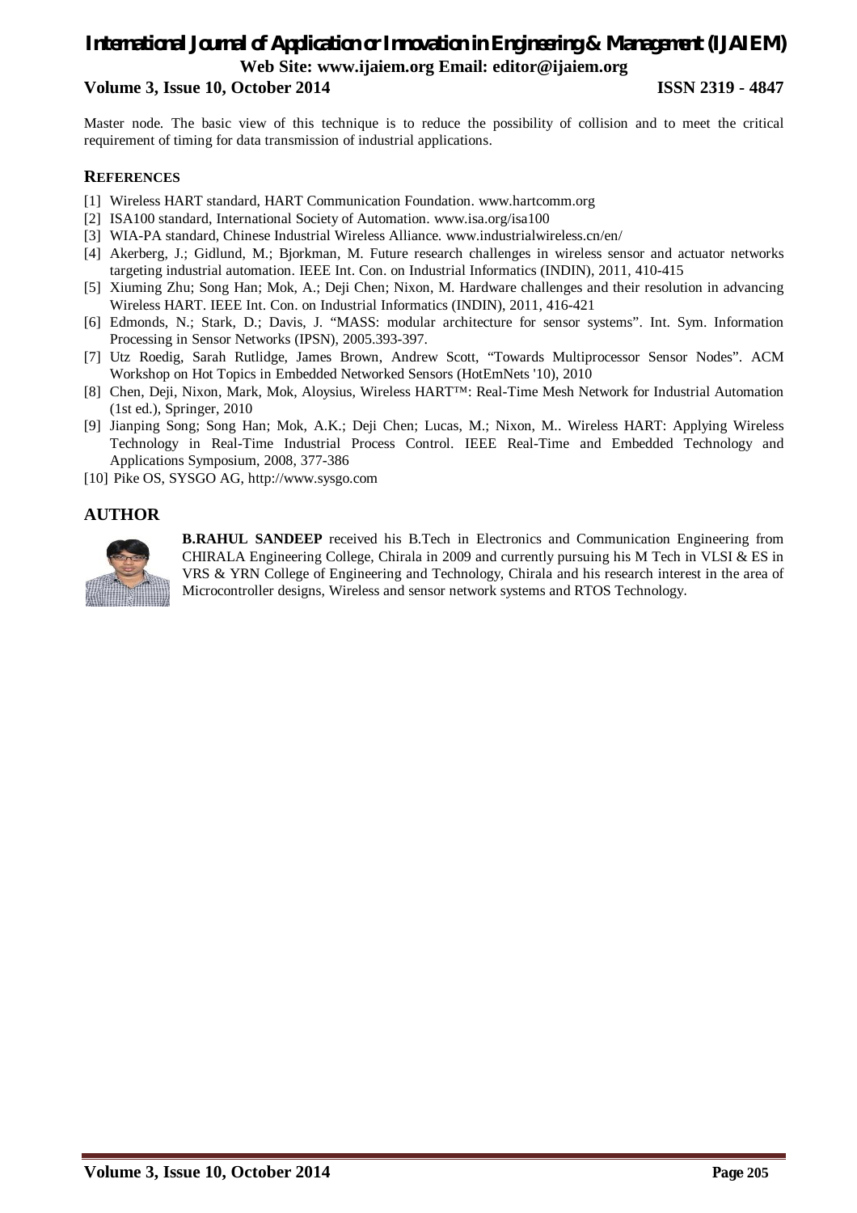Master node. The basic view of this technique is to reduce the possibility of collision and to meet the critical requirement of timing for data transmission of industrial applications.

## REFERENCES

[1] Wireless HART standard, HART Communication Foundation. www.hartcomm.org

[2] ISA100 standard, International Society of Automation. www.isa.org/isa100

[3] WIA-PA standard, Chinese Industrial Wireless Alliance. www.industrialwireless.cn/en/

[4] Akerberg, J.; Gidlund, M.; Bjorkman, M. Future research challenges in wireless sensor and actuator networks targeting industrial automation. IEEE Int. Con. on Industrial Informatics (INDIN), 2011, 410-415

[5] Xiuming Zhu; Song Han; Mok, A.; Deji Chen; Nixon, M. Hardware challenges and their resolution in advancing Wireless HART. IEEE Int. Con. on Industrial Informatics (INDIN), 2011, 416-421

[6] Edmonds, N.; Stark, D.; Davis, J. "MASS: modular architecture for sensor systems". Int. Sym. Information Processing in Sensor Networks (IPSN), 2005.393-397.

[7] Utz Roedig, Sarah Rutlidge, James Brown, Andrew Scott, "Towards Multiprocessor Sensor Nodes". ACM Workshop on Hot Topics in Embedded Networked Sensors (HotEmNets '10), 2010

[8] Chen, Deji, Nixon, Mark, Mok, Aloysius, Wireless HART™: Real-Time Mesh Network for Industrial Automation (1st ed.), Springer, 2010

[9] Jianping Song; Song Han; Mok, A.K.; Deji Chen; Lucas, M.; Nixon, M.. Wireless HART: Applying Wireless Technology in Real-Time Industrial Process Control. IEEE Real-Time and Embedded Technology and Applications Symposium, 2008, 377-386

[10] Pike OS, SYSGO AG, http://www.sysgo.com

## AUTHOR

**B.RAHUL SANDEEP** received his B.Tech in Electronics and Communication Engineering from CHIRALA Engineering College, Chirala in 2009 and currently pursuing his M Tech in VLSI & ES in VRS & YRN College of Engineering and Technology, Chirala and his research interest in the area of Microcontroller designs, Wireless and sensor network systems and RTOS Technology.